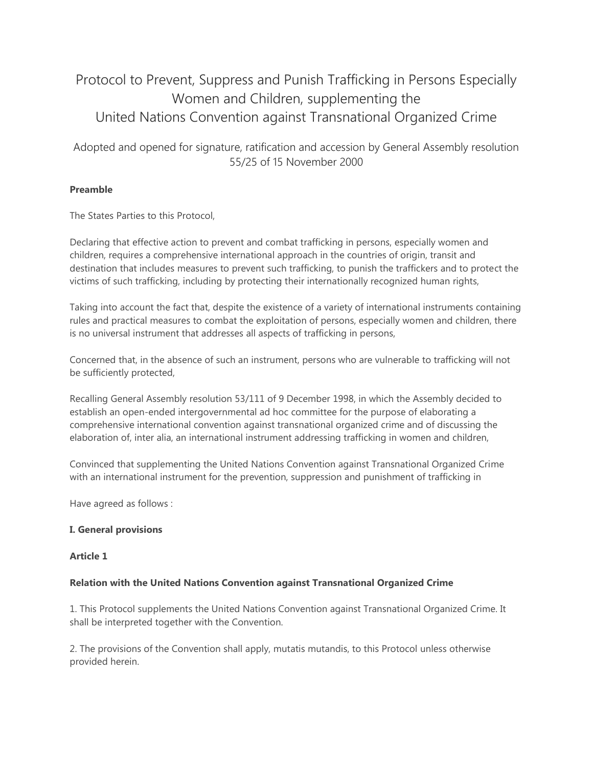# Protocol to Prevent, Suppress and Punish Trafficking in Persons Especially Women and Children, supplementing the United Nations Convention against Transnational Organized Crime

Adopted and opened for signature, ratification and accession by General Assembly resolution 55/25 of 15 November 2000

**Preamble**

The States Parties to this Protocol,

Declaring that effective action to prevent and combat trafficking in persons, especially women and children, requires a comprehensive international approach in the countries of origin, transit and destination that includes measures to prevent such trafficking, to punish the traffickers and to protect the victims of such trafficking, including by protecting their internationally recognized human rights,

Taking into account the fact that, despite the existence of a variety of international instruments containing rules and practical measures to combat the exploitation of persons, especially women and children, there is no universal instrument that addresses all aspects of trafficking in persons,

Concerned that, in the absence of such an instrument, persons who are vulnerable to trafficking will not be sufficiently protected,

Recalling General Assembly resolution 53/111 of 9 December 1998, in which the Assembly decided to establish an open-ended intergovernmental ad hoc committee for the purpose of elaborating a comprehensive international convention against transnational organized crime and of discussing the elaboration of, inter alia, an international instrument addressing trafficking in women and children,

Convinced that supplementing the United Nations Convention against Transnational Organized Crime with an international instrument for the prevention, suppression and punishment of trafficking in

Have agreed as follows :

**I. General provisions**

**Article 1**

**Relation with the United Nations Convention against Transnational Organized Crime**

1. This Protocol supplements the United Nations Convention against Transnational Organized Crime. It shall be interpreted together with the Convention.

2. The provisions of the Convention shall apply, mutatis mutandis, to this Protocol unless otherwise provided herein.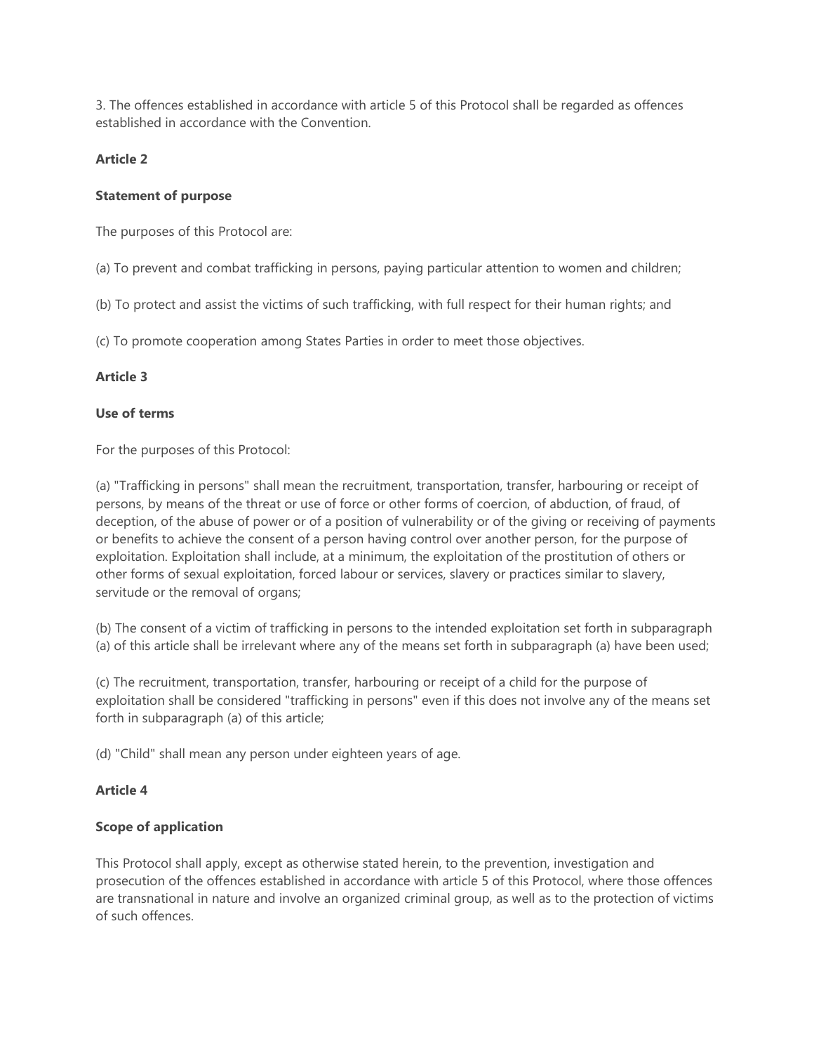3. The offences established in accordance with article 5 of this Protocol shall be regarded as offences established in accordance with the Convention.

**Article 2**

**Statement of purpose**

The purposes of this Protocol are:

(a) To prevent and combat trafficking in persons, paying particular attention to women and children;

(b) To protect and assist the victims of such trafficking, with full respect for their human rights; and

(c) To promote cooperation among States Parties in order to meet those objectives.

**Article 3**

**Use of terms**

For the purposes of this Protocol:

(a) "Trafficking in persons" shall mean the recruitment, transportation, transfer, harbouring or receipt of persons, by means of the threat or use of force or other forms of coercion, of abduction, of fraud, of deception, of the abuse of power or of a position of vulnerability or of the giving or receiving of payments or benefits to achieve the consent of a person having control over another person, for the purpose of exploitation. Exploitation shall include, at a minimum, the exploitation of the prostitution of others or other forms of sexual exploitation, forced labour or services, slavery or practices similar to slavery, servitude or the removal of organs;

(b) The consent of a victim of trafficking in persons to the intended exploitation set forth in subparagraph (a) of this article shall be irrelevant where any of the means set forth in subparagraph (a) have been used;

(c) The recruitment, transportation, transfer, harbouring or receipt of a child for the purpose of exploitation shall be considered "trafficking in persons" even if this does not involve any of the means set forth in subparagraph (a) of this article;

(d) "Child" shall mean any person under eighteen years of age.

**Article 4**

**Scope of application**

This Protocol shall apply, except as otherwise stated herein, to the prevention, investigation and prosecution of the offences established in accordance with article 5 of this Protocol, where those offences are transnational in nature and involve an organized criminal group, as well as to the protection of victims of such offences.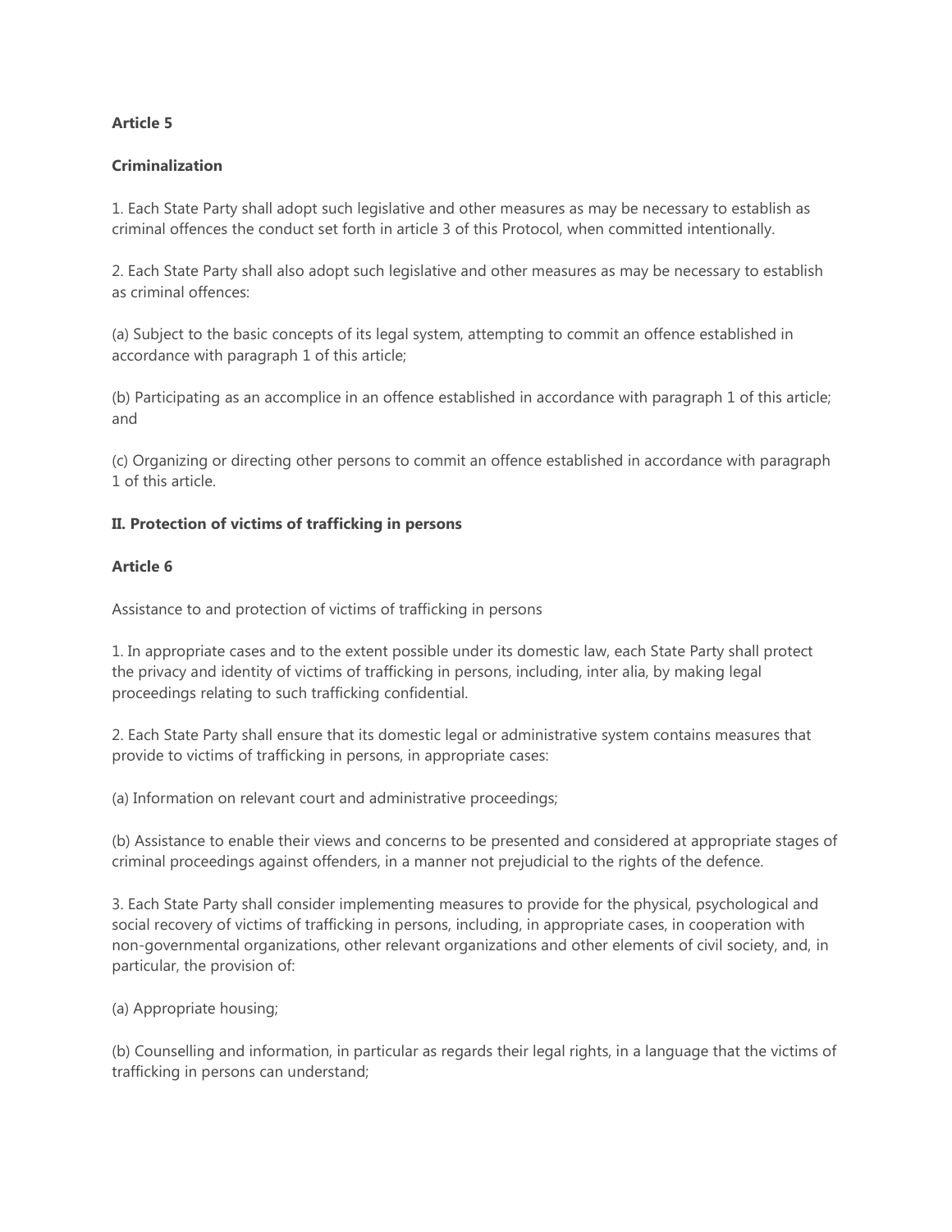**Article 5**

**Criminalization**

1. Each State Party shall adopt such legislative and other measures as may be necessary to establish as criminal offences the conduct set forth in article 3 of this Protocol, when committed intentionally.

2. Each State Party shall also adopt such legislative and other measures as may be necessary to establish as criminal offences:

(a) Subject to the basic concepts of its legal system, attempting to commit an offence established in accordance with paragraph 1 of this article;

(b) Participating as an accomplice in an offence established in accordance with paragraph 1 of this article; and

(c) Organizing or directing other persons to commit an offence established in accordance with paragraph 1 of this article.

**II. Protection of victims of trafficking in persons**

**Article 6**

Assistance to and protection of victims of trafficking in persons

1. In appropriate cases and to the extent possible under its domestic law, each State Party shall protect the privacy and identity of victims of trafficking in persons, including, inter alia, by making legal proceedings relating to such trafficking confidential.

2. Each State Party shall ensure that its domestic legal or administrative system contains measures that provide to victims of trafficking in persons, in appropriate cases:

(a) Information on relevant court and administrative proceedings;

(b) Assistance to enable their views and concerns to be presented and considered at appropriate stages of criminal proceedings against offenders, in a manner not prejudicial to the rights of the defence.

3. Each State Party shall consider implementing measures to provide for the physical, psychological and social recovery of victims of trafficking in persons, including, in appropriate cases, in cooperation with non-governmental organizations, other relevant organizations and other elements of civil society, and, in particular, the provision of:

(a) Appropriate housing;

(b) Counselling and information, in particular as regards their legal rights, in a language that the victims of trafficking in persons can understand;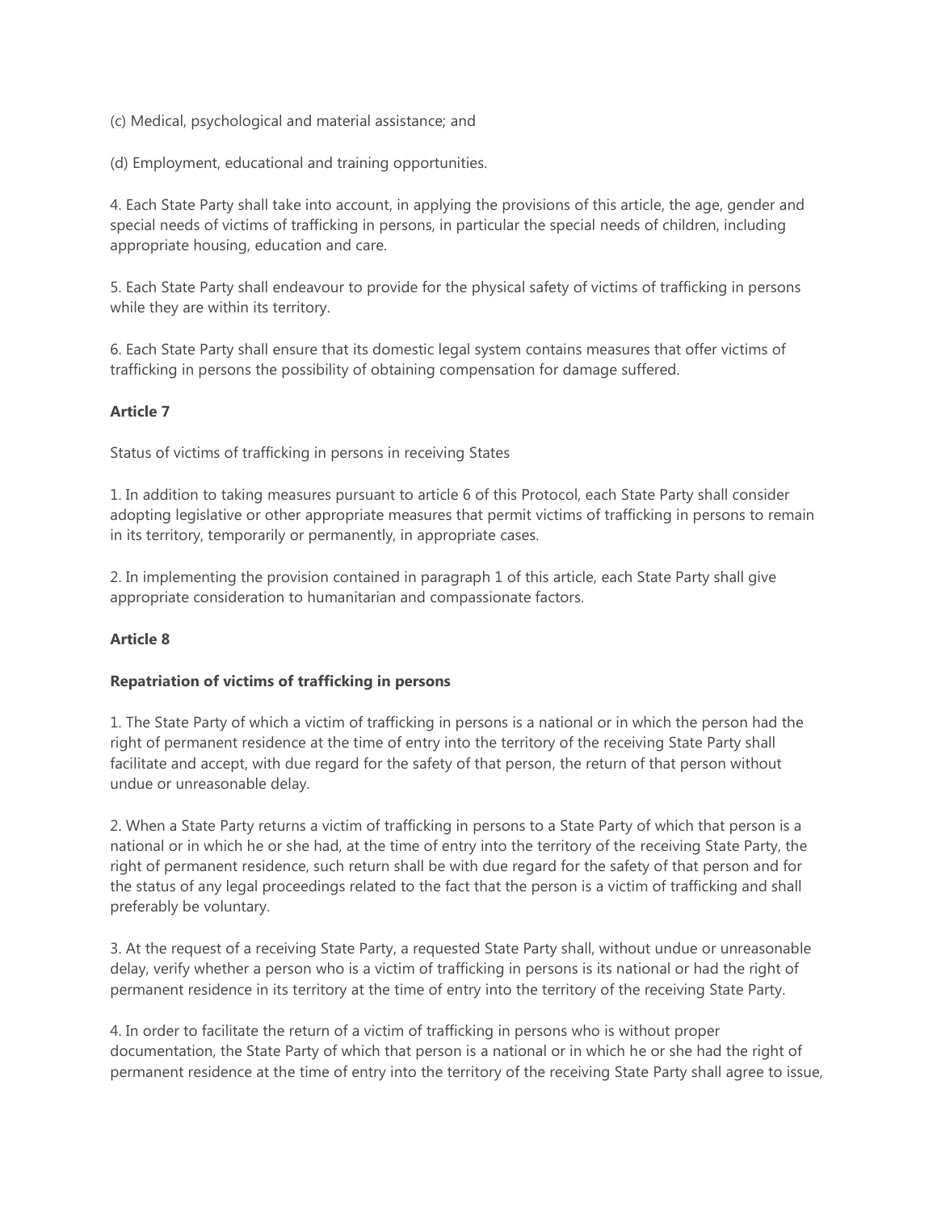(c) Medical, psychological and material assistance; and

(d) Employment, educational and training opportunities.

4. Each State Party shall take into account, in applying the provisions of this article, the age, gender and special needs of victims of trafficking in persons, in particular the special needs of children, including appropriate housing, education and care.

5. Each State Party shall endeavour to provide for the physical safety of victims of trafficking in persons while they are within its territory.

6. Each State Party shall ensure that its domestic legal system contains measures that offer victims of trafficking in persons the possibility of obtaining compensation for damage suffered.

**Article 7**

Status of victims of trafficking in persons in receiving States

1. In addition to taking measures pursuant to article 6 of this Protocol, each State Party shall consider adopting legislative or other appropriate measures that permit victims of trafficking in persons to remain in its territory, temporarily or permanently, in appropriate cases.

2. In implementing the provision contained in paragraph 1 of this article, each State Party shall give appropriate consideration to humanitarian and compassionate factors.

**Article 8**

**Repatriation of victims of trafficking in persons**

1. The State Party of which a victim of trafficking in persons is a national or in which the person had the right of permanent residence at the time of entry into the territory of the receiving State Party shall facilitate and accept, with due regard for the safety of that person, the return of that person without undue or unreasonable delay.

2. When a State Party returns a victim of trafficking in persons to a State Party of which that person is a national or in which he or she had, at the time of entry into the territory of the receiving State Party, the right of permanent residence, such return shall be with due regard for the safety of that person and for the status of any legal proceedings related to the fact that the person is a victim of trafficking and shall preferably be voluntary.

3. At the request of a receiving State Party, a requested State Party shall, without undue or unreasonable delay, verify whether a person who is a victim of trafficking in persons is its national or had the right of permanent residence in its territory at the time of entry into the territory of the receiving State Party.

4. In order to facilitate the return of a victim of trafficking in persons who is without proper documentation, the State Party of which that person is a national or in which he or she had the right of permanent residence at the time of entry into the territory of the receiving State Party shall agree to issue,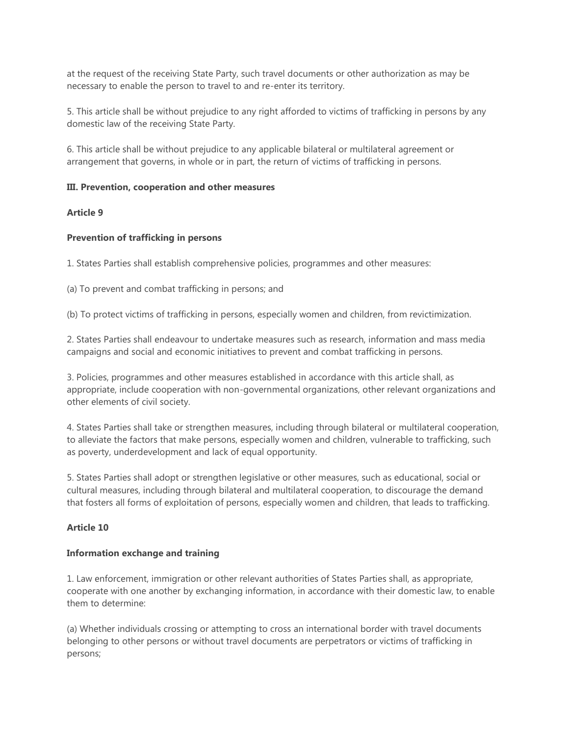at the request of the receiving State Party, such travel documents or other authorization as may be necessary to enable the person to travel to and re-enter its territory.

5. This article shall be without prejudice to any right afforded to victims of trafficking in persons by any domestic law of the receiving State Party.

6. This article shall be without prejudice to any applicable bilateral or multilateral agreement or arrangement that governs, in whole or in part, the return of victims of trafficking in persons.

## III. Prevention, cooperation and other measures

### Article 9

### Prevention of trafficking in persons

1. States Parties shall establish comprehensive policies, programmes and other measures:

(a) To prevent and combat trafficking in persons; and

(b) To protect victims of trafficking in persons, especially women and children, from revictimization.

2. States Parties shall endeavour to undertake measures such as research, information and mass media campaigns and social and economic initiatives to prevent and combat trafficking in persons.

3. Policies, programmes and other measures established in accordance with this article shall, as appropriate, include cooperation with non-governmental organizations, other relevant organizations and other elements of civil society.

4. States Parties shall take or strengthen measures, including through bilateral or multilateral cooperation, to alleviate the factors that make persons, especially women and children, vulnerable to trafficking, such as poverty, underdevelopment and lack of equal opportunity.

5. States Parties shall adopt or strengthen legislative or other measures, such as educational, social or cultural measures, including through bilateral and multilateral cooperation, to discourage the demand that fosters all forms of exploitation of persons, especially women and children, that leads to trafficking.

### Article 10

### Information exchange and training

1. Law enforcement, immigration or other relevant authorities of States Parties shall, as appropriate, cooperate with one another by exchanging information, in accordance with their domestic law, to enable them to determine:

(a) Whether individuals crossing or attempting to cross an international border with travel documents belonging to other persons or without travel documents are perpetrators or victims of trafficking in persons;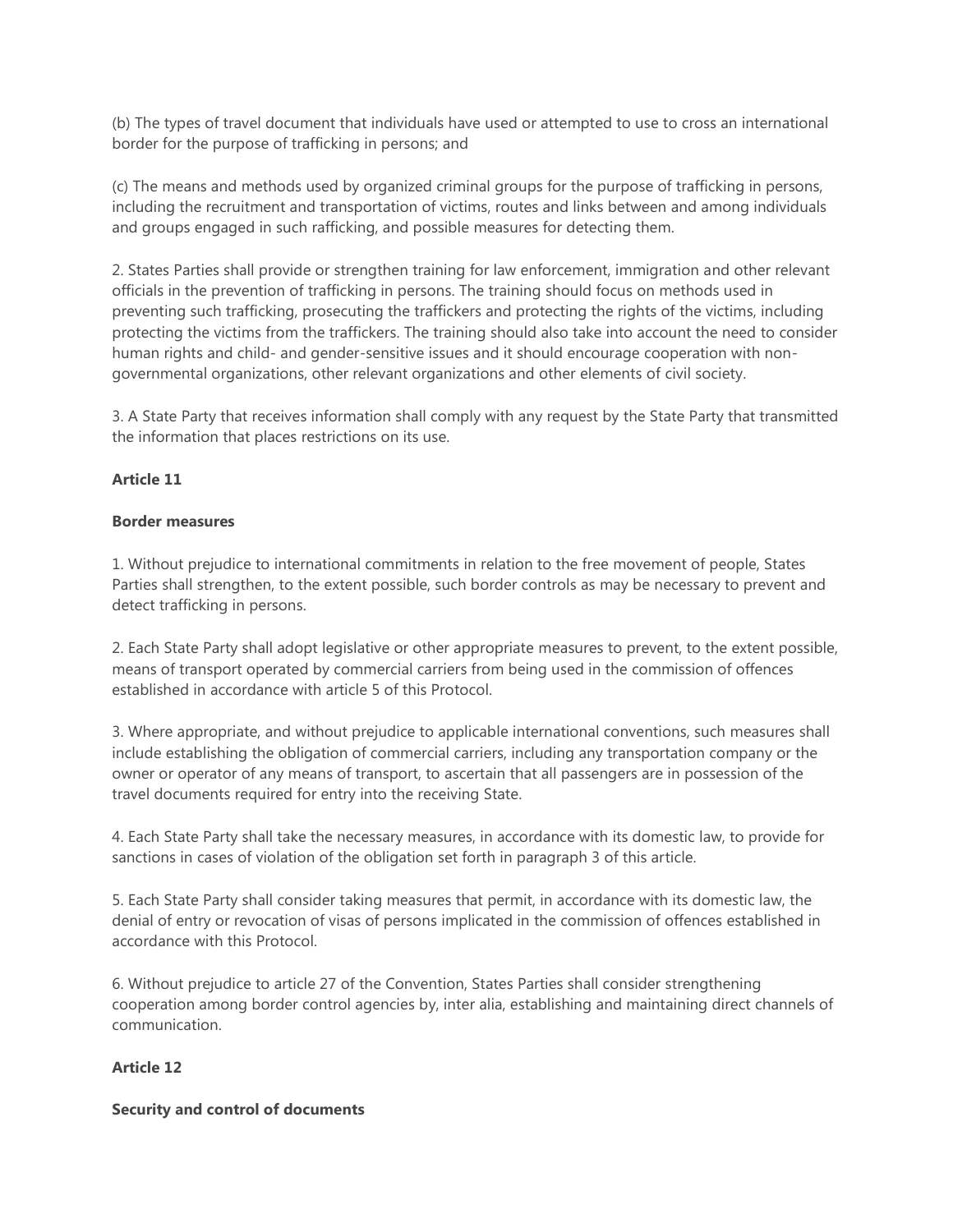(b) The types of travel document that individuals have used or attempted to use to cross an international border for the purpose of trafficking in persons; and

(c) The means and methods used by organized criminal groups for the purpose of trafficking in persons, including the recruitment and transportation of victims, routes and links between and among individuals and groups engaged in such rafficking, and possible measures for detecting them.

2. States Parties shall provide or strengthen training for law enforcement, immigration and other relevant officials in the prevention of trafficking in persons. The training should focus on methods used in preventing such trafficking, prosecuting the traffickers and protecting the rights of the victims, including protecting the victims from the traffickers. The training should also take into account the need to consider human rights and child- and gender-sensitive issues and it should encourage cooperation with non-governmental organizations, other relevant organizations and other elements of civil society.

3. A State Party that receives information shall comply with any request by the State Party that transmitted the information that places restrictions on its use.

**Article 11**

**Border measures**

1. Without prejudice to international commitments in relation to the free movement of people, States Parties shall strengthen, to the extent possible, such border controls as may be necessary to prevent and detect trafficking in persons.

2. Each State Party shall adopt legislative or other appropriate measures to prevent, to the extent possible, means of transport operated by commercial carriers from being used in the commission of offences established in accordance with article 5 of this Protocol.

3. Where appropriate, and without prejudice to applicable international conventions, such measures shall include establishing the obligation of commercial carriers, including any transportation company or the owner or operator of any means of transport, to ascertain that all passengers are in possession of the travel documents required for entry into the receiving State.

4. Each State Party shall take the necessary measures, in accordance with its domestic law, to provide for sanctions in cases of violation of the obligation set forth in paragraph 3 of this article.

5. Each State Party shall consider taking measures that permit, in accordance with its domestic law, the denial of entry or revocation of visas of persons implicated in the commission of offences established in accordance with this Protocol.

6. Without prejudice to article 27 of the Convention, States Parties shall consider strengthening cooperation among border control agencies by, inter alia, establishing and maintaining direct channels of communication.

**Article 12**

**Security and control of documents**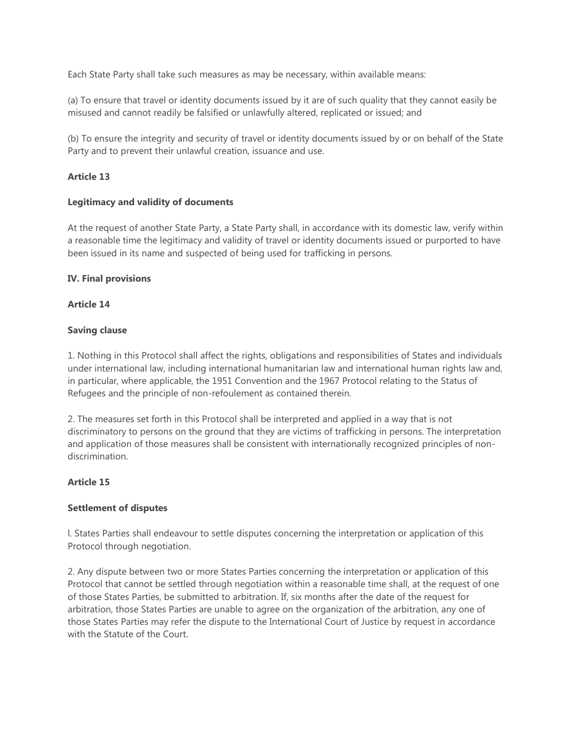Each State Party shall take such measures as may be necessary, within available means:

(a) To ensure that travel or identity documents issued by it are of such quality that they cannot easily be misused and cannot readily be falsified or unlawfully altered, replicated or issued; and

(b) To ensure the integrity and security of travel or identity documents issued by or on behalf of the State Party and to prevent their unlawful creation, issuance and use.

**Article 13**

**Legitimacy and validity of documents**

At the request of another State Party, a State Party shall, in accordance with its domestic law, verify within a reasonable time the legitimacy and validity of travel or identity documents issued or purported to have been issued in its name and suspected of being used for trafficking in persons.

**IV. Final provisions**

**Article 14**

**Saving clause**

1. Nothing in this Protocol shall affect the rights, obligations and responsibilities of States and individuals under international law, including international humanitarian law and international human rights law and, in particular, where applicable, the 1951 Convention and the 1967 Protocol relating to the Status of Refugees and the principle of non-refoulement as contained therein.

2. The measures set forth in this Protocol shall be interpreted and applied in a way that is not discriminatory to persons on the ground that they are victims of trafficking in persons. The interpretation and application of those measures shall be consistent with internationally recognized principles of non-discrimination.

**Article 15**

**Settlement of disputes**

l. States Parties shall endeavour to settle disputes concerning the interpretation or application of this Protocol through negotiation.

2. Any dispute between two or more States Parties concerning the interpretation or application of this Protocol that cannot be settled through negotiation within a reasonable time shall, at the request of one of those States Parties, be submitted to arbitration. If, six months after the date of the request for arbitration, those States Parties are unable to agree on the organization of the arbitration, any one of those States Parties may refer the dispute to the International Court of Justice by request in accordance with the Statute of the Court.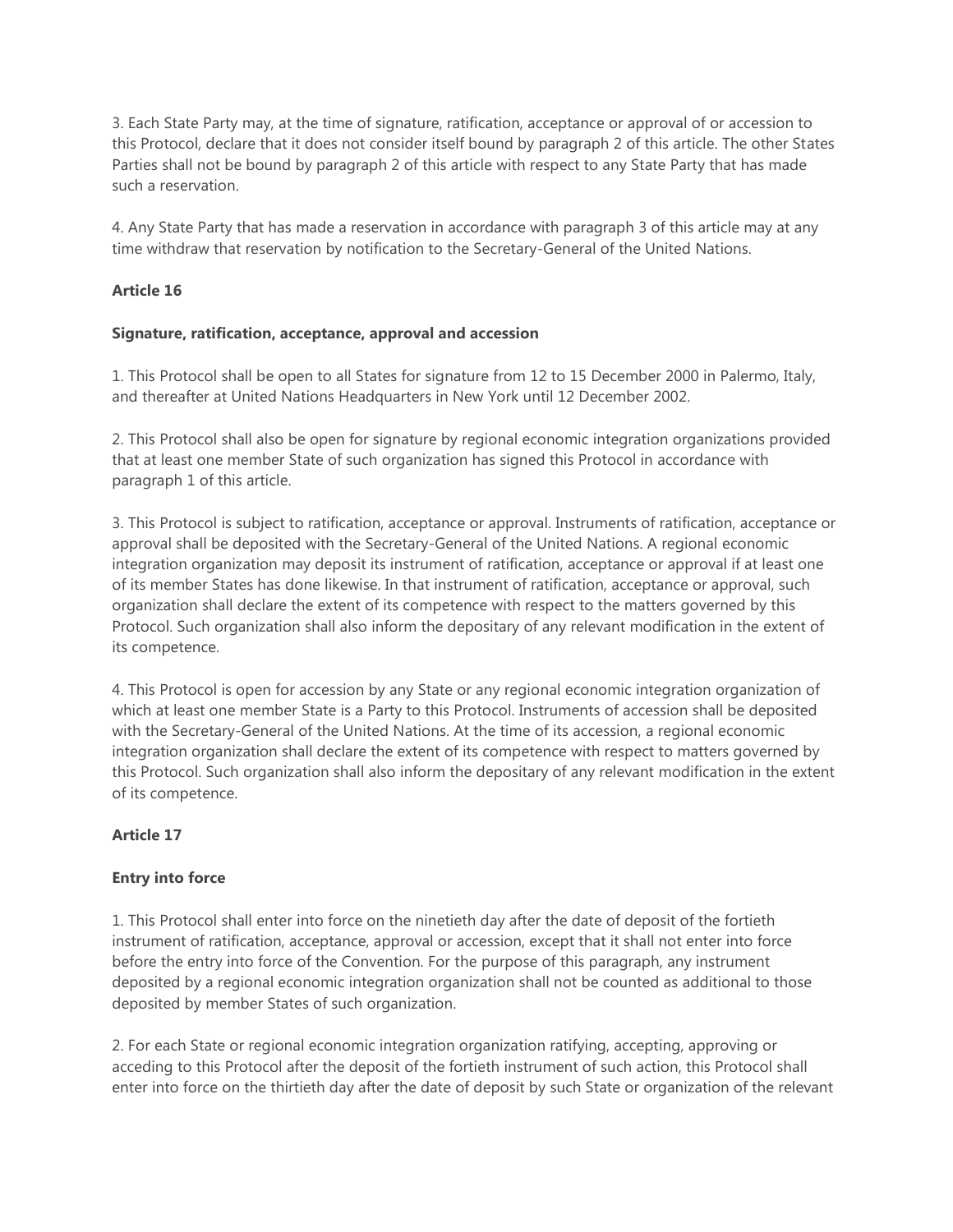3. Each State Party may, at the time of signature, ratification, acceptance or approval of or accession to this Protocol, declare that it does not consider itself bound by paragraph 2 of this article. The other States Parties shall not be bound by paragraph 2 of this article with respect to any State Party that has made such a reservation.

4. Any State Party that has made a reservation in accordance with paragraph 3 of this article may at any time withdraw that reservation by notification to the Secretary-General of the United Nations.

**Article 16**

**Signature, ratification, acceptance, approval and accession**

1. This Protocol shall be open to all States for signature from 12 to 15 December 2000 in Palermo, Italy, and thereafter at United Nations Headquarters in New York until 12 December 2002.

2. This Protocol shall also be open for signature by regional economic integration organizations provided that at least one member State of such organization has signed this Protocol in accordance with paragraph 1 of this article.

3. This Protocol is subject to ratification, acceptance or approval. Instruments of ratification, acceptance or approval shall be deposited with the Secretary-General of the United Nations. A regional economic integration organization may deposit its instrument of ratification, acceptance or approval if at least one of its member States has done likewise. In that instrument of ratification, acceptance or approval, such organization shall declare the extent of its competence with respect to the matters governed by this Protocol. Such organization shall also inform the depositary of any relevant modification in the extent of its competence.

4. This Protocol is open for accession by any State or any regional economic integration organization of which at least one member State is a Party to this Protocol. Instruments of accession shall be deposited with the Secretary-General of the United Nations. At the time of its accession, a regional economic integration organization shall declare the extent of its competence with respect to matters governed by this Protocol. Such organization shall also inform the depositary of any relevant modification in the extent of its competence.

**Article 17**

**Entry into force**

1. This Protocol shall enter into force on the ninetieth day after the date of deposit of the fortieth instrument of ratification, acceptance, approval or accession, except that it shall not enter into force before the entry into force of the Convention. For the purpose of this paragraph, any instrument deposited by a regional economic integration organization shall not be counted as additional to those deposited by member States of such organization.

2. For each State or regional economic integration organization ratifying, accepting, approving or acceding to this Protocol after the deposit of the fortieth instrument of such action, this Protocol shall enter into force on the thirtieth day after the date of deposit by such State or organization of the relevant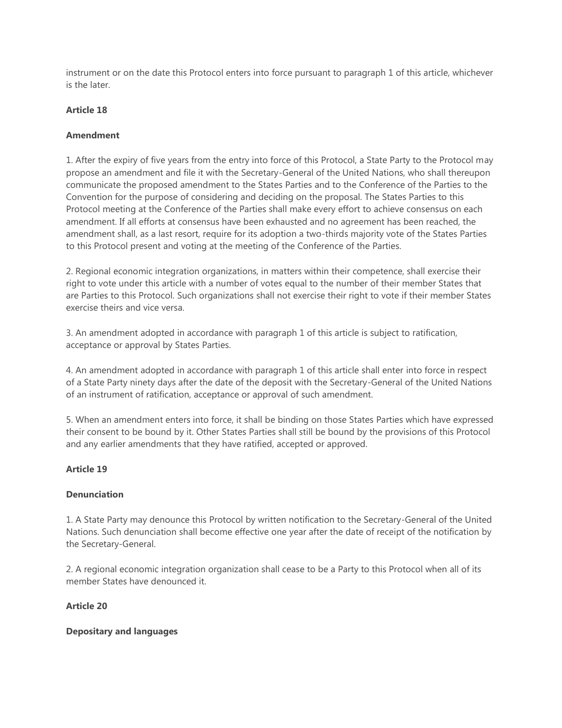instrument or on the date this Protocol enters into force pursuant to paragraph 1 of this article, whichever is the later.

**Article 18**

**Amendment**

1. After the expiry of five years from the entry into force of this Protocol, a State Party to the Protocol may propose an amendment and file it with the Secretary-General of the United Nations, who shall thereupon communicate the proposed amendment to the States Parties and to the Conference of the Parties to the Convention for the purpose of considering and deciding on the proposal. The States Parties to this Protocol meeting at the Conference of the Parties shall make every effort to achieve consensus on each amendment. If all efforts at consensus have been exhausted and no agreement has been reached, the amendment shall, as a last resort, require for its adoption a two-thirds majority vote of the States Parties to this Protocol present and voting at the meeting of the Conference of the Parties.

2. Regional economic integration organizations, in matters within their competence, shall exercise their right to vote under this article with a number of votes equal to the number of their member States that are Parties to this Protocol. Such organizations shall not exercise their right to vote if their member States exercise theirs and vice versa.

3. An amendment adopted in accordance with paragraph 1 of this article is subject to ratification, acceptance or approval by States Parties.

4. An amendment adopted in accordance with paragraph 1 of this article shall enter into force in respect of a State Party ninety days after the date of the deposit with the Secretary-General of the United Nations of an instrument of ratification, acceptance or approval of such amendment.

5. When an amendment enters into force, it shall be binding on those States Parties which have expressed their consent to be bound by it. Other States Parties shall still be bound by the provisions of this Protocol and any earlier amendments that they have ratified, accepted or approved.

**Article 19**

**Denunciation**

1. A State Party may denounce this Protocol by written notification to the Secretary-General of the United Nations. Such denunciation shall become effective one year after the date of receipt of the notification by the Secretary-General.

2. A regional economic integration organization shall cease to be a Party to this Protocol when all of its member States have denounced it.

**Article 20**

**Depositary and languages**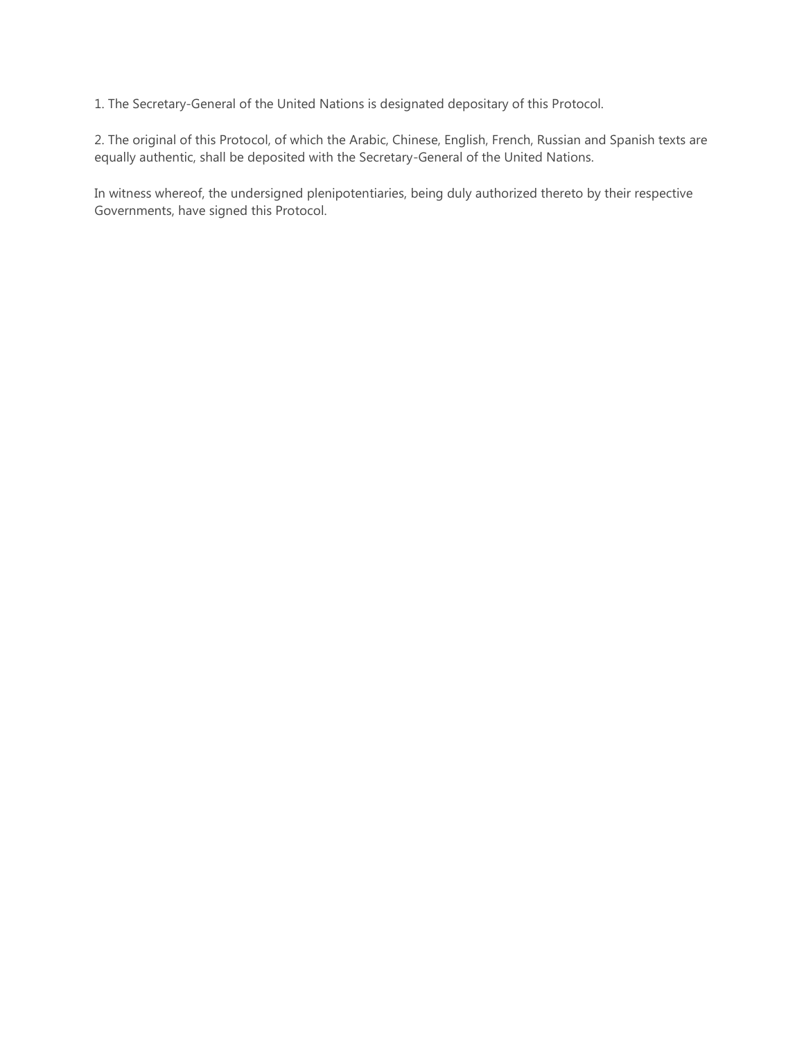1. The Secretary-General of the United Nations is designated depositary of this Protocol.

2. The original of this Protocol, of which the Arabic, Chinese, English, French, Russian and Spanish texts are equally authentic, shall be deposited with the Secretary-General of the United Nations.

In witness whereof, the undersigned plenipotentiaries, being duly authorized thereto by their respective Governments, have signed this Protocol.